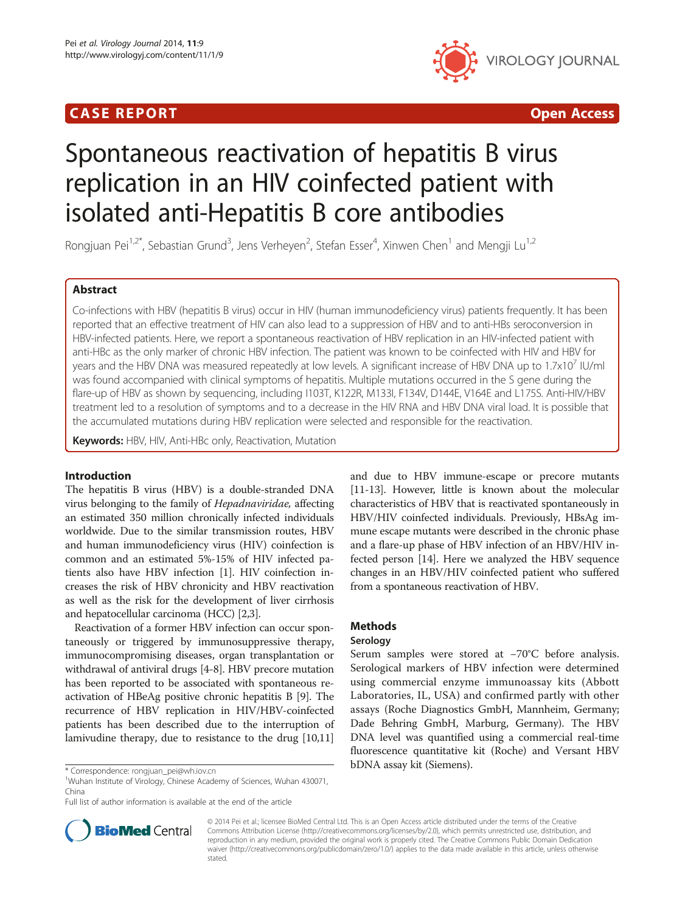CASE REPORT Open Access

# Spontaneous reactivation of hepatitis B virus replication in an HIV coinfected patient with isolated anti-Hepatitis B core antibodies

Rongjuan Pei[1,2*], Sebastian Grund[3], Jens Verheyen[2], Stefan Esser[4], Xinwen Chen[1] and Mengji Lu[1,2]

## Abstract

Co-infections with HBV (hepatitis B virus) occur in HIV (human immunodeficiency virus) patients frequently. It has been reported that an effective treatment of HIV can also lead to a suppression of HBV and to anti-HBs seroconversion in HBV-infected patients. Here, we report a spontaneous reactivation of HBV replication in an HIV-infected patient with anti-HBc as the only marker of chronic HBV infection. The patient was known to be coinfected with HIV and HBV for years and the HBV DNA was measured repeatedly at low levels. A significant increase of HBV DNA up to $1.7 \times 10^7$ IU/ml was found accompanied with clinical symptoms of hepatitis. Multiple mutations occurred in the S gene during the flare-up of HBV as shown by sequencing, including I103T, K122R, M133I, F134V, D144E, V164E and L175S. Anti-HIV/HBV treatment led to a resolution of symptoms and to a decrease in the HIV RNA and HBV DNA viral load. It is possible that the accumulated mutations during HBV replication were selected and responsible for the reactivation.

**Keywords:** HBV, HIV, Anti-HBc only, Reactivation, Mutation

## Introduction

The hepatitis B virus (HBV) is a double-stranded DNA virus belonging to the family of *Hepadnaviridae*, affecting an estimated 350 million chronically infected individuals worldwide. Due to the similar transmission routes, HBV and human immunodeficiency virus (HIV) coinfection is common and an estimated 5%-15% of HIV infected patients also have HBV infection [1]. HIV coinfection increases the risk of HBV chronicity and HBV reactivation as well as the risk for the development of liver cirrhosis and hepatocellular carcinoma (HCC) [2,3].

Reactivation of a former HBV infection can occur spontaneously or triggered by immunosuppressive therapy, immunocompromising diseases, organ transplantation or withdrawal of antiviral drugs [4-8]. HBV precore mutation has been reported to be associated with spontaneous reactivation of HBeAg positive chronic hepatitis B [9]. The recurrence of HBV replication in HIV/HBV-coinfected patients has been described due to the interruption of lamivudine therapy, due to resistance to the drug [10,11] and due to HBV immune-escape or precore mutants [11-13]. However, little is known about the molecular characteristics of HBV that is reactivated spontaneously in HBV/HIV coinfected individuals. Previously, HBsAg immune escape mutants were described in the chronic phase and a flare-up phase of HBV infection of an HBV/HIV infected person [14]. Here we analyzed the HBV sequence changes in an HBV/HIV coinfected patient who suffered from a spontaneous reactivation of HBV.

## Methods

### Serology

Serum samples were stored at −70°C before analysis. Serological markers of HBV infection were determined using commercial enzyme immunoassay kits (Abbott Laboratories, IL, USA) and confirmed partly with other assays (Roche Diagnostics GmbH, Mannheim, Germany; Dade Behring GmbH, Marburg, Germany). The HBV DNA level was quantified using a commercial real-time fluorescence quantitative kit (Roche) and Versant HBV bDNA assay kit (Siemens).

\* Correspondence: rongjuan_pei@wh.iov.cn

[1]Wuhan Institute of Virology, Chinese Academy of Sciences, Wuhan 430071, China

Full list of author information is available at the end of the article

© 2014 Pei et al.; licensee BioMed Central Ltd. This is an Open Access article distributed under the terms of the Creative Commons Attribution License (http://creativecommons.org/licenses/by/2.0), which permits unrestricted use, distribution, and reproduction in any medium, provided the original work is properly cited. The Creative Commons Public Domain Dedication waiver (http://creativecommons.org/publicdomain/zero/1.0/) applies to the data made available in this article, unless otherwise stated.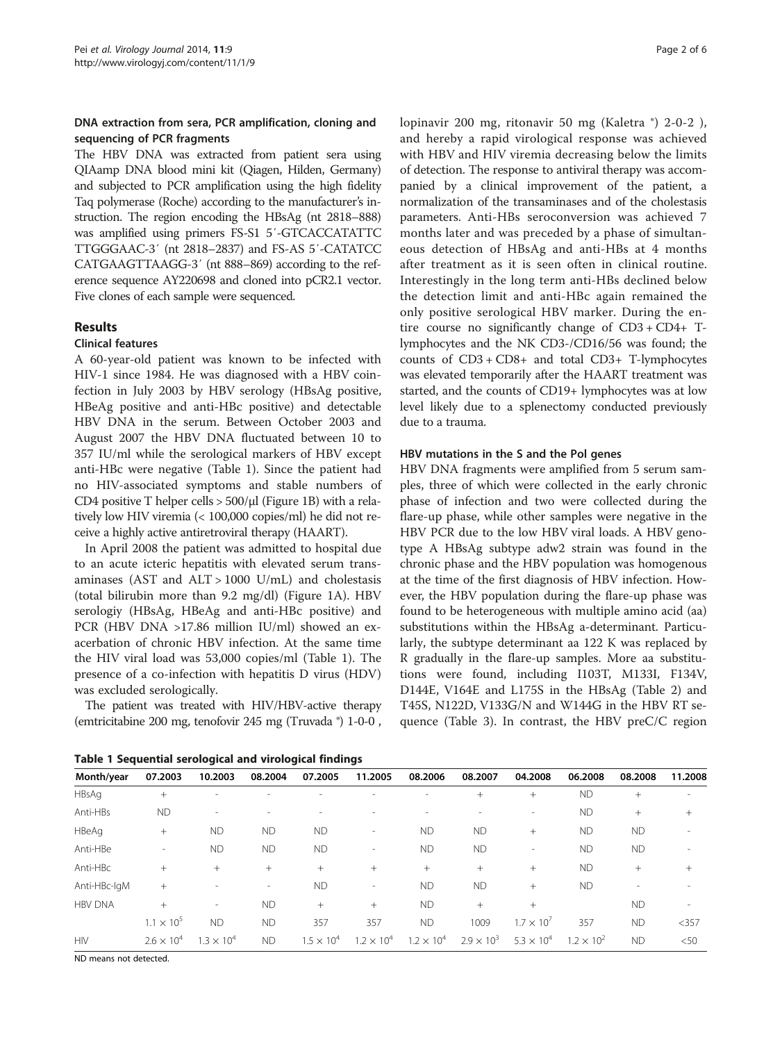### DNA extraction from sera, PCR amplification, cloning and sequencing of PCR fragments

The HBV DNA was extracted from patient sera using QIAamp DNA blood mini kit (Qiagen, Hilden, Germany) and subjected to PCR amplification using the high fidelity Taq polymerase (Roche) according to the manufacturer's instruction. The region encoding the HBsAg (nt 2818–888) was amplified using primers FS-S1 5′-GTCACCATATTC TTGGGAAC-3′ (nt 2818–2837) and FS-AS 5′-CATATCC CATGAAGTTAAGG-3′ (nt 888–869) according to the reference sequence AY220698 and cloned into pCR2.1 vector. Five clones of each sample were sequenced.

## Results

### Clinical features

A 60-year-old patient was known to be infected with HIV-1 since 1984. He was diagnosed with a HBV coinfection in July 2003 by HBV serology (HBsAg positive, HBeAg positive and anti-HBc positive) and detectable HBV DNA in the serum. Between October 2003 and August 2007 the HBV DNA fluctuated between 10 to 357 IU/ml while the serological markers of HBV except anti-HBc were negative (Table 1). Since the patient had no HIV-associated symptoms and stable numbers of CD4 positive T helper cells > 500/μl (Figure 1B) with a relatively low HIV viremia (< 100,000 copies/ml) he did not receive a highly active antiretroviral therapy (HAART).

In April 2008 the patient was admitted to hospital due to an acute icteric hepatitis with elevated serum transaminases (AST and ALT > 1000 U/mL) and cholestasis (total bilirubin more than 9.2 mg/dl) (Figure 1A). HBV serologiy (HBsAg, HBeAg and anti-HBc positive) and PCR (HBV DNA >17.86 million IU/ml) showed an exacerbation of chronic HBV infection. At the same time the HIV viral load was 53,000 copies/ml (Table 1). The presence of a co-infection with hepatitis D virus (HDV) was excluded serologically.

The patient was treated with HIV/HBV-active therapy (emtricitabine 200 mg, tenofovir 245 mg (Truvada ®) 1-0-0, lopinavir 200 mg, ritonavir 50 mg (Kaletra ®) 2-0-2 ), and hereby a rapid virological response was achieved with HBV and HIV viremia decreasing below the limits of detection. The response to antiviral therapy was accompanied by a clinical improvement of the patient, a normalization of the transaminases and of the cholestasis parameters. Anti-HBs seroconversion was achieved 7 months later and was preceded by a phase of simultaneous detection of HBsAg and anti-HBs at 4 months after treatment as it is seen often in clinical routine. Interestingly in the long term anti-HBs declined below the detection limit and anti-HBc again remained the only positive serological HBV marker. During the entire course no significantly change of CD3 + CD4+ T-lymphocytes and the NK CD3-/CD16/56 was found; the counts of CD3 + CD8+ and total CD3+ T-lymphocytes was elevated temporarily after the HAART treatment was started, and the counts of CD19+ lymphocytes was at low level likely due to a splenectomy conducted previously due to a trauma.

### HBV mutations in the S and the Pol genes

HBV DNA fragments were amplified from 5 serum samples, three of which were collected in the early chronic phase of infection and two were collected during the flare-up phase, while other samples were negative in the HBV PCR due to the low HBV viral loads. A HBV genotype A HBsAg subtype adw2 strain was found in the chronic phase and the HBV population was homogenous at the time of the first diagnosis of HBV infection. However, the HBV population during the flare-up phase was found to be heterogeneous with multiple amino acid (aa) substitutions within the HBsAg a-determinant. Particularly, the subtype determinant aa 122 K was replaced by R gradually in the flare-up samples. More aa substitutions were found, including I103T, M133I, F134V, D144E, V164E and L175S in the HBsAg (Table 2) and T45S, N122D, V133G/N and W144G in the HBV RT sequence (Table 3). In contrast, the HBV preC/C region

**Table 1 Sequential serological and virological findings**

| Month/year | 07.2003 | 10.2003 | 08.2004 | 07.2005 | 11.2005 | 08.2006 | 08.2007 | 04.2008 | 06.2008 | 08.2008 | 11.2008 |
|---|---|---|---|---|---|---|---|---|---|---|---|
| HBsAg | + | - | - | - | - | - | + | + | ND | + | - |
| Anti-HBs | ND | - | - | - | - | - | - | - | ND | + | + |
| HBeAg | + | ND | ND | ND | - | ND | ND | + | ND | ND | - |
| Anti-HBe | - | ND | ND | ND | - | ND | ND | - | ND | ND | - |
| Anti-HBc | + | + | + | + | + | + | + | + | ND | + | + |
| Anti-HBc-IgM | + | - | - | ND | - | ND | ND | + | ND | - | - |
| HBV DNA | + | - | ND | + | + | ND | + | + | | ND | - |
| | $1.1 \times 10^5$ | ND | ND | 357 | 357 | ND | 1009 | $1.7 \times 10^7$ | 357 | ND | <357 |
| HIV | $2.6 \times 10^4$ | $1.3 \times 10^4$ | ND | $1.5 \times 10^4$ | $1.2 \times 10^4$ | $1.2 \times 10^4$ | $2.9 \times 10^3$ | $5.3 \times 10^4$ | $1.2 \times 10^2$ | ND | <50 |

ND means not detected.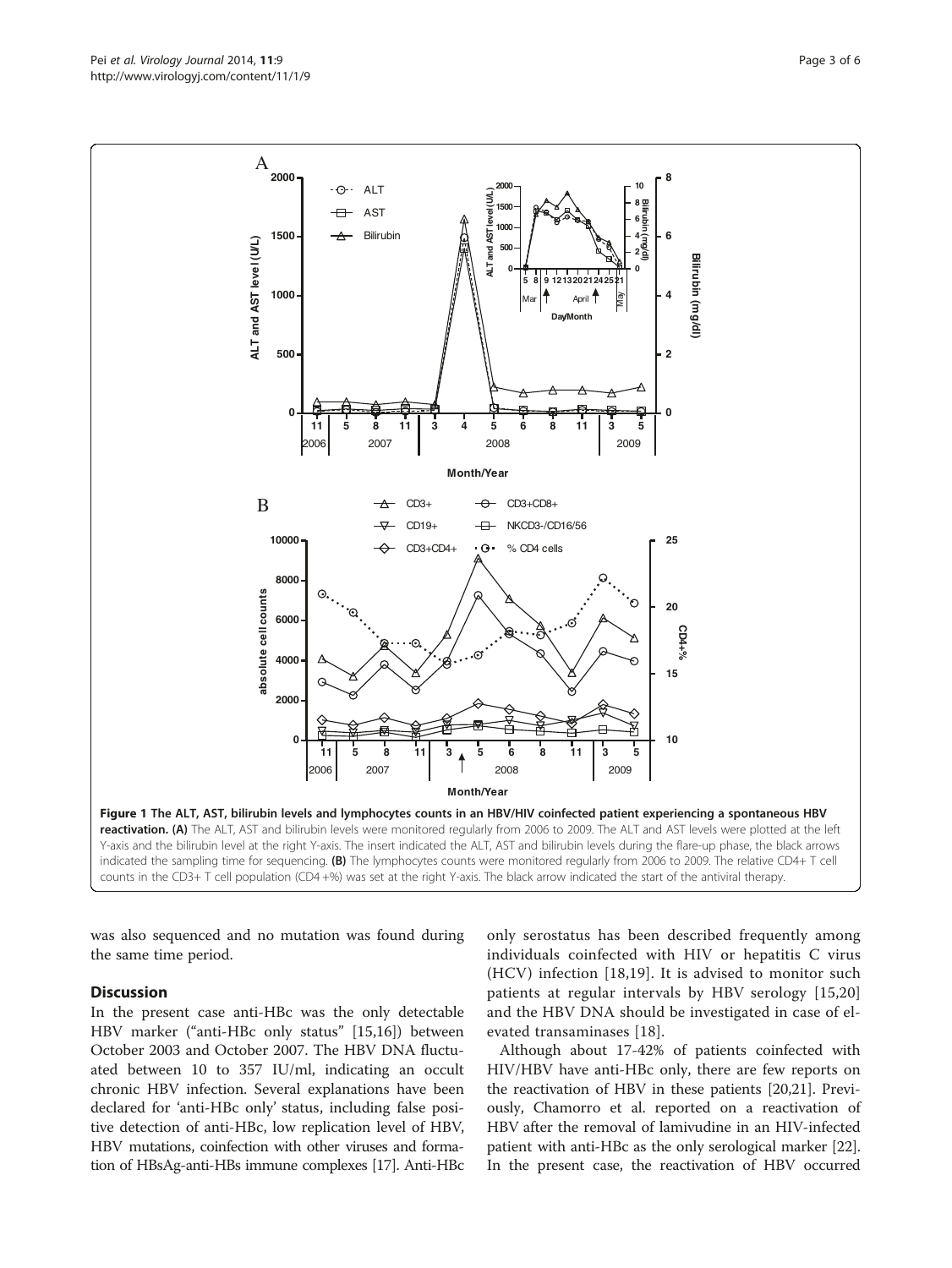**Figure 1 The ALT, AST, bilirubin levels and lymphocytes counts in an HBV/HIV coinfected patient experiencing a spontaneous HBV reactivation. (A)** The ALT, AST and bilirubin levels were monitored regularly from 2006 to 2009. The ALT and AST levels were plotted at the left Y-axis and the bilirubin level at the right Y-axis. The insert indicated the ALT, AST and bilirubin levels during the flare-up phase, the black arrows indicated the sampling time for sequencing. **(B)** The lymphocytes counts were monitored regularly from 2006 to 2009. The relative CD4+ T cell counts in the CD3+ T cell population (CD4+%) was set at the right Y-axis. The black arrow indicated the start of the antiviral therapy.

was also sequenced and no mutation was found during the same time period.

## Discussion

In the present case anti-HBc was the only detectable HBV marker ("anti-HBc only status" [15,16]) between October 2003 and October 2007. The HBV DNA fluctuated between 10 to 357 IU/ml, indicating an occult chronic HBV infection. Several explanations have been declared for 'anti-HBc only' status, including false positive detection of anti-HBc, low replication level of HBV, HBV mutations, coinfection with other viruses and formation of HBsAg-anti-HBs immune complexes [17]. Anti-HBc only serostatus has been described frequently among individuals coinfected with HIV or hepatitis C virus (HCV) infection [18,19]. It is advised to monitor such patients at regular intervals by HBV serology [15,20] and the HBV DNA should be investigated in case of elevated transaminases [18].

Although about 17-42% of patients coinfected with HIV/HBV have anti-HBc only, there are few reports on the reactivation of HBV in these patients [20,21]. Previously, Chamorro et al. reported on a reactivation of HBV after the removal of lamivudine in an HIV-infected patient with anti-HBc as the only serological marker [22]. In the present case, the reactivation of HBV occurred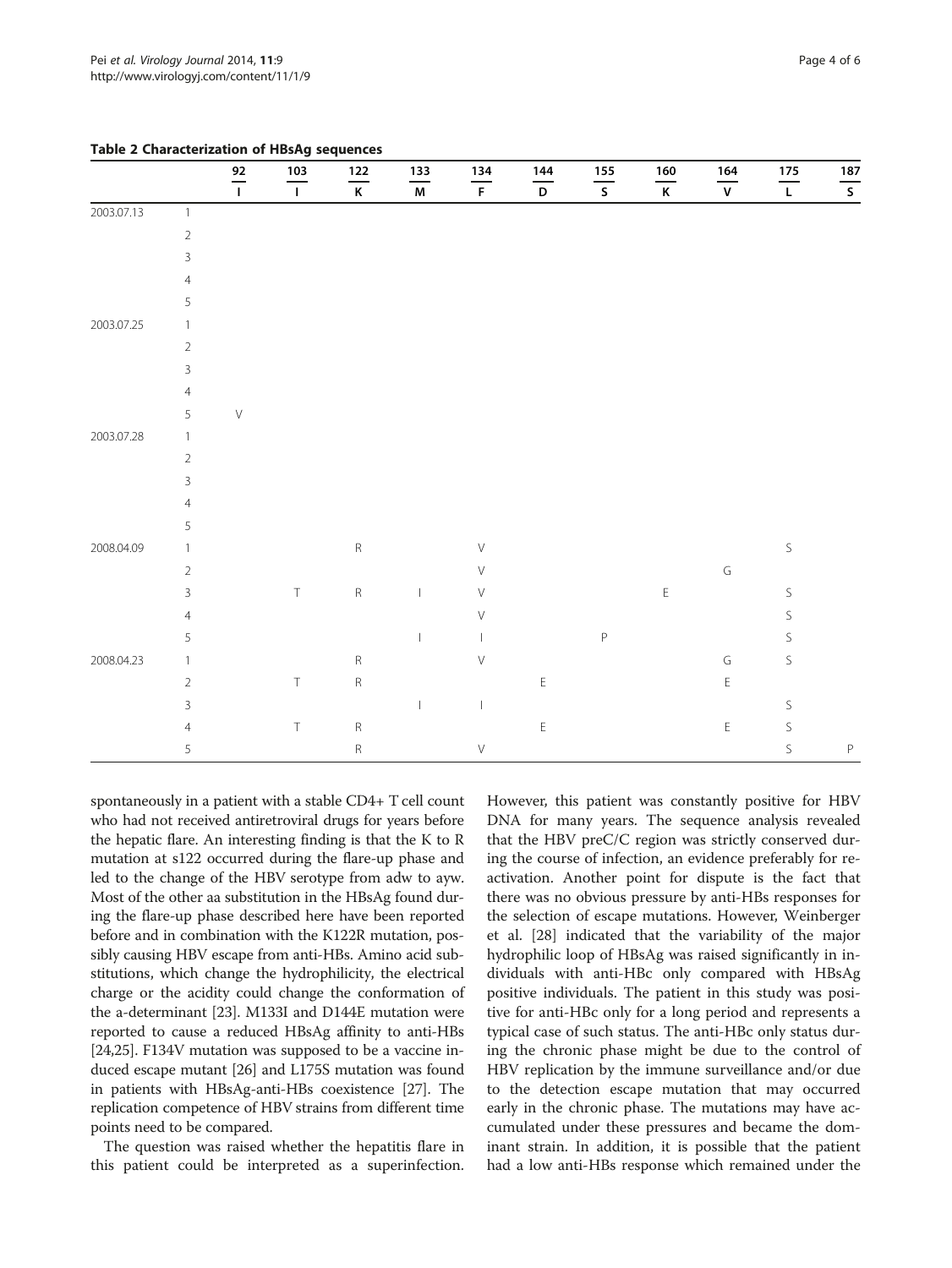**Table 2 Characterization of HBsAg sequences**

| | | 92 | 103 | 122 | 133 | 134 | 144 | 155 | 160 | 164 | 175 | 187 |
|---|---|---|---|---|---|---|---|---|---|---|---|---|
| | | I | I | K | M | F | D | S | K | V | L | S |
| 2003.07.13 | 1 | | | | | | | | | | | |
| | 2 | | | | | | | | | | | |
| | 3 | | | | | | | | | | | |
| | 4 | | | | | | | | | | | |
| | 5 | | | | | | | | | | | |
| 2003.07.25 | 1 | | | | | | | | | | | |
| | 2 | | | | | | | | | | | |
| | 3 | | | | | | | | | | | |
| | 4 | | | | | | | | | | | |
| | 5 | V | | | | | | | | | | |
| 2003.07.28 | 1 | | | | | | | | | | | |
| | 2 | | | | | | | | | | | |
| | 3 | | | | | | | | | | | |
| | 4 | | | | | | | | | | | |
| | 5 | | | | | | | | | | | |
| 2008.04.09 | 1 | | | R | | V | | | | | S | |
| | 2 | | | | | V | | | | G | | |
| | 3 | | T | R | I | V | | | E | | S | |
| | 4 | | | | | V | | | | | S | |
| | 5 | | | | I | I | | P | | | S | |
| 2008.04.23 | 1 | | | R | | V | | | | G | S | |
| | 2 | | T | R | | | E | | | E | | |
| | 3 | | | | I | I | | | | | S | |
| | 4 | | T | R | | | E | | | E | S | |
| | 5 | | | R | | V | | | | | S | P |

spontaneously in a patient with a stable CD4+ T cell count who had not received antiretroviral drugs for years before the hepatic flare. An interesting finding is that the K to R mutation at s122 occurred during the flare-up phase and led to the change of the HBV serotype from adw to ayw. Most of the other aa substitution in the HBsAg found during the flare-up phase described here have been reported before and in combination with the K122R mutation, possibly causing HBV escape from anti-HBs. Amino acid substitutions, which change the hydrophilicity, the electrical charge or the acidity could change the conformation of the a-determinant [23]. M133I and D144E mutation were reported to cause a reduced HBsAg affinity to anti-HBs [24,25]. F134V mutation was supposed to be a vaccine induced escape mutant [26] and L175S mutation was found in patients with HBsAg-anti-HBs coexistence [27]. The replication competence of HBV strains from different time points need to be compared.

The question was raised whether the hepatitis flare in this patient could be interpreted as a superinfection. However, this patient was constantly positive for HBV DNA for many years. The sequence analysis revealed that the HBV preC/C region was strictly conserved during the course of infection, an evidence preferably for reactivation. Another point for dispute is the fact that there was no obvious pressure by anti-HBs responses for the selection of escape mutations. However, Weinberger et al. [28] indicated that the variability of the major hydrophilic loop of HBsAg was raised significantly in individuals with anti-HBc only compared with HBsAg positive individuals. The patient in this study was positive for anti-HBc only for a long period and represents a typical case of such status. The anti-HBc only status during the chronic phase might be due to the control of HBV replication by the immune surveillance and/or due to the detection escape mutation that may occurred early in the chronic phase. The mutations may have accumulated under these pressures and became the dominant strain. In addition, it is possible that the patient had a low anti-HBs response which remained under the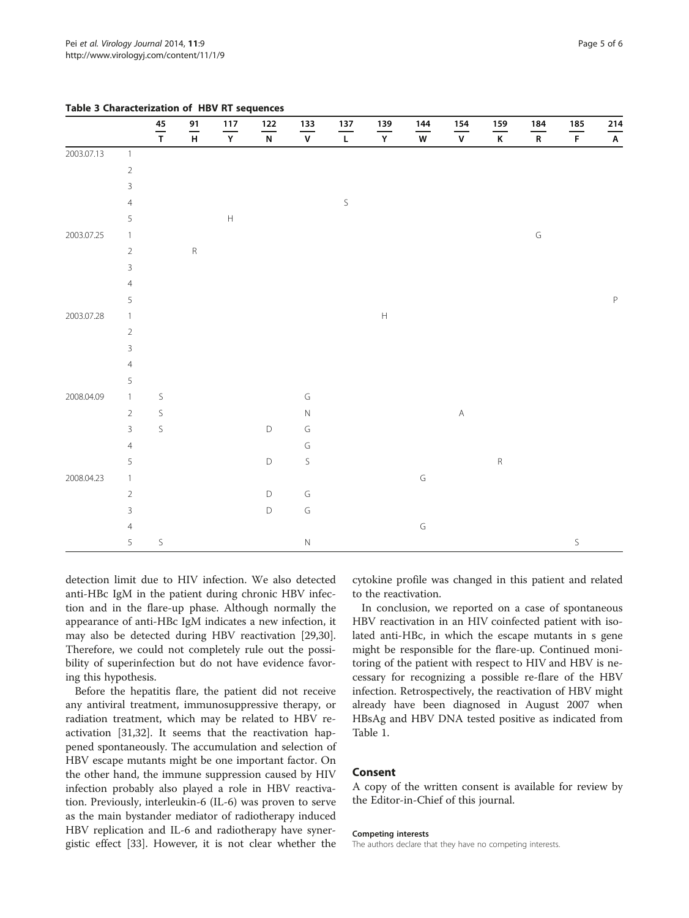**Table 3 Characterization of HBV RT sequences**

| | | 45 | 91 | 117 | 122 | 133 | 137 | 139 | 144 | 154 | 159 | 184 | 185 | 214 |
|---|---|---|---|---|---|---|---|---|---|---|---|---|---|---|
| | | T | H | Y | N | V | L | Y | W | V | K | R | F | A |
| 2003.07.13 | 1 | | | | | | | | | | | | | |
| | 2 | | | | | | | | | | | | | |
| | 3 | | | | | | | | | | | | | |
| | 4 | | | | | | S | | | | | | | |
| | 5 | | | H | | | | | | | | | | |
| 2003.07.25 | 1 | | | | | | | | | | | G | | |
| | 2 | | R | | | | | | | | | | | |
| | 3 | | | | | | | | | | | | | |
| | 4 | | | | | | | | | | | | | |
| | 5 | | | | | | | | | | | | | P |
| 2003.07.28 | 1 | | | | | | | H | | | | | | |
| | 2 | | | | | | | | | | | | | |
| | 3 | | | | | | | | | | | | | |
| | 4 | | | | | | | | | | | | | |
| | 5 | | | | | | | | | | | | | |
| 2008.04.09 | 1 | S | | | | G | | | | | | | | |
| | 2 | S | | | | N | | | | A | | | | |
| | 3 | S | | | D | G | | | | | | | | |
| | 4 | | | | | G | | | | | | | | |
| | 5 | | | | D | S | | | | | R | | | |
| 2008.04.23 | 1 | | | | | | | | G | | | | | |
| | 2 | | | | D | G | | | | | | | | |
| | 3 | | | | D | G | | | | | | | | |
| | 4 | | | | | | | | G | | | | | |
| | 5 | S | | | | N | | | | | | | S | |

detection limit due to HIV infection. We also detected anti-HBc IgM in the patient during chronic HBV infection and in the flare-up phase. Although normally the appearance of anti-HBc IgM indicates a new infection, it may also be detected during HBV reactivation [29,30]. Therefore, we could not completely rule out the possibility of superinfection but do not have evidence favoring this hypothesis.

Before the hepatitis flare, the patient did not receive any antiviral treatment, immunosuppressive therapy, or radiation treatment, which may be related to HBV reactivation [31,32]. It seems that the reactivation happened spontaneously. The accumulation and selection of HBV escape mutants might be one important factor. On the other hand, the immune suppression caused by HIV infection probably also played a role in HBV reactivation. Previously, interleukin-6 (IL-6) was proven to serve as the main bystander mediator of radiotherapy induced HBV replication and IL-6 and radiotherapy have synergistic effect [33]. However, it is not clear whether the cytokine profile was changed in this patient and related to the reactivation.

In conclusion, we reported on a case of spontaneous HBV reactivation in an HIV coinfected patient with isolated anti-HBc, in which the escape mutants in s gene might be responsible for the flare-up. Continued monitoring of the patient with respect to HIV and HBV is necessary for recognizing a possible re-flare of the HBV infection. Retrospectively, the reactivation of HBV might already have been diagnosed in August 2007 when HBsAg and HBV DNA tested positive as indicated from Table 1.

## Consent

A copy of the written consent is available for review by the Editor-in-Chief of this journal.

#### Competing interests

The authors declare that they have no competing interests.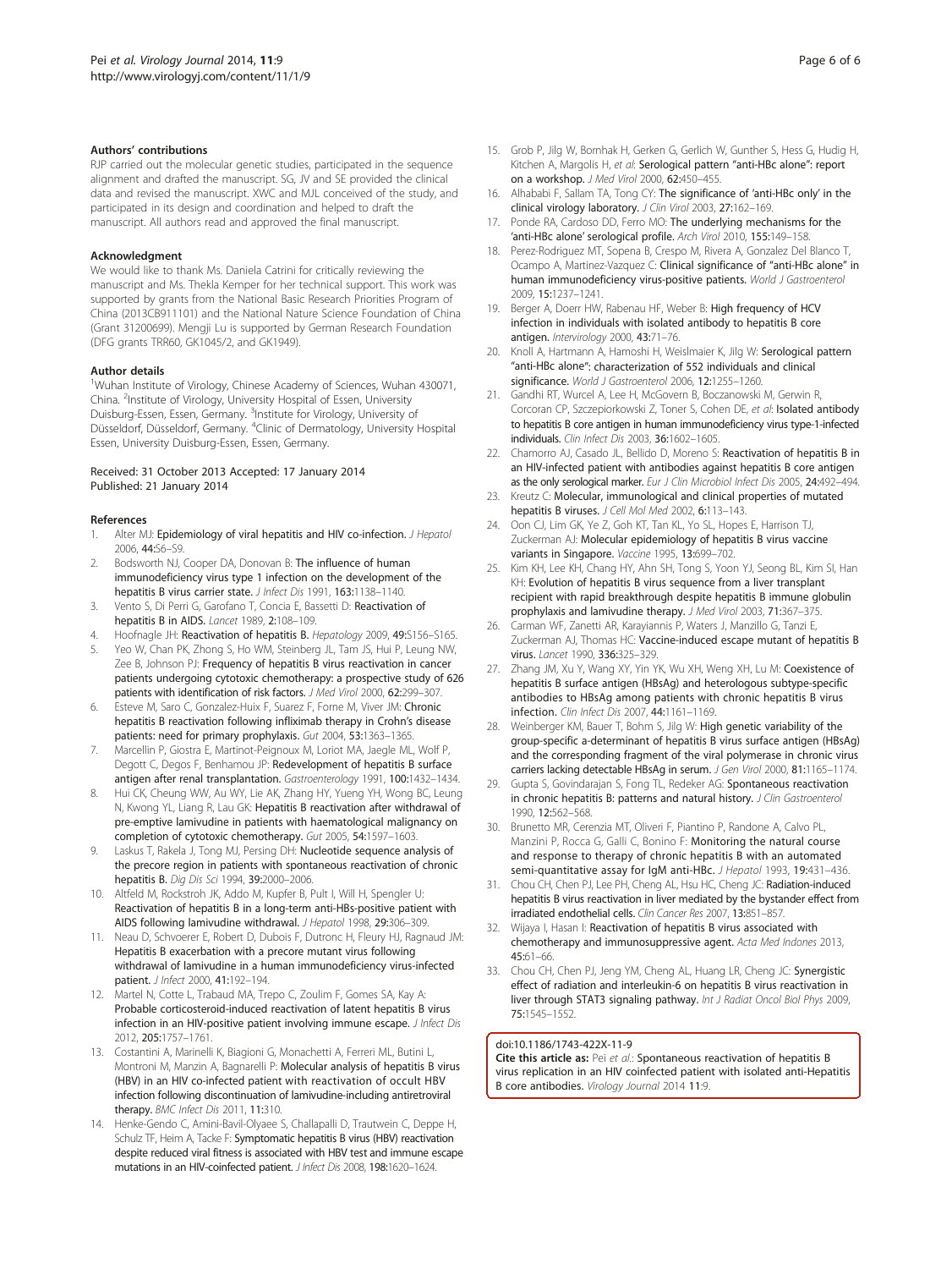### Authors' contributions

RJP carried out the molecular genetic studies, participated in the sequence alignment and drafted the manuscript. SG, JV and SE provided the clinical data and revised the manuscript. XWC and MJL conceived of the study, and participated in its design and coordination and helped to draft the manuscript. All authors read and approved the final manuscript.

### Acknowledgment

We would like to thank Ms. Daniela Catrini for critically reviewing the manuscript and Ms. Thekla Kemper for her technical support. This work was supported by grants from the National Basic Research Priorities Program of China (2013CB911101) and the National Nature Science Foundation of China (Grant 31200699). Mengji Lu is supported by German Research Foundation (DFG grants TRR60, GK1045/2, and GK1949).

### Author details

[1]Wuhan Institute of Virology, Chinese Academy of Sciences, Wuhan 430071, China. [2]Institute of Virology, University Hospital of Essen, University Duisburg-Essen, Essen, Germany. [3]Institute for Virology, University of Düsseldorf, Düsseldorf, Germany. [4]Clinic of Dermatology, University Hospital Essen, University Duisburg-Essen, Essen, Germany.

Received: 31 October 2013 Accepted: 17 January 2014
Published: 21 January 2014

### References

1. Alter MJ: **Epidemiology of viral hepatitis and HIV co-infection.** *J Hepatol* 2006, **44:**S6–S9.
2. Bodsworth NJ, Cooper DA, Donovan B: **The influence of human immunodeficiency virus type 1 infection on the development of the hepatitis B virus carrier state.** *J Infect Dis* 1991, **163:**1138–1140.
3. Vento S, Di Perri G, Garofano T, Concia E, Bassetti D: **Reactivation of hepatitis B in AIDS.** *Lancet* 1989, **2:**108–109.
4. Hoofnagle JH: **Reactivation of hepatitis B.** *Hepatology* 2009, **49:**S156–S165.
5. Yeo W, Chan PK, Zhong S, Ho WM, Steinberg JL, Tam JS, Hui P, Leung NW, Zee B, Johnson PJ: **Frequency of hepatitis B virus reactivation in cancer patients undergoing cytotoxic chemotherapy: a prospective study of 626 patients with identification of risk factors.** *J Med Virol* 2000, **62:**299–307.
6. Esteve M, Saro C, Gonzalez-Huix F, Suarez F, Forne M, Viver JM: **Chronic hepatitis B reactivation following infliximab therapy in Crohn's disease patients: need for primary prophylaxis.** *Gut* 2004, **53:**1363–1365.
7. Marcellin P, Giostra E, Martinot-Peignoux M, Loriot MA, Jaegle ML, Wolf P, Degott C, Degos F, Benhamou JP: **Redevelopment of hepatitis B surface antigen after renal transplantation.** *Gastroenterology* 1991, **100:**1432–1434.
8. Hui CK, Cheung WW, Au WY, Lie AK, Zhang HY, Yueng YH, Wong BC, Leung N, Kwong YL, Liang R, Lau GK: **Hepatitis B reactivation after withdrawal of pre-emptive lamivudine in patients with haematological malignancy on completion of cytotoxic chemotherapy.** *Gut* 2005, **54:**1597–1603.
9. Laskus T, Rakela J, Tong MJ, Persing DH: **Nucleotide sequence analysis of the precore region in patients with spontaneous reactivation of chronic hepatitis B.** *Dig Dis Sci* 1994, **39:**2000–2006.
10. Altfeld M, Rockstroh JK, Addo M, Kupfer B, Pult I, Will H, Spengler U: **Reactivation of hepatitis B in a long-term anti-HBs-positive patient with AIDS following lamivudine withdrawal.** *J Hepatol* 1998, **29:**306–309.
11. Neau D, Schvoerer E, Robert D, Dubois F, Dutronc H, Fleury HJ, Ragnaud JM: **Hepatitis B exacerbation with a precore mutant virus following withdrawal of lamivudine in a human immunodeficiency virus-infected patient.** *J Infect* 2000, **41:**192–194.
12. Martel N, Cotte L, Trabaud MA, Trepo C, Zoulim F, Gomes SA, Kay A: **Probable corticosteroid-induced reactivation of latent hepatitis B virus infection in an HIV-positive patient involving immune escape.** *J Infect Dis* 2012, **205:**1757–1761.
13. Costantini A, Marinelli K, Biagioni G, Monachetti A, Ferreri ML, Butini L, Montroni M, Manzin A, Bagnarelli P: **Molecular analysis of hepatitis B virus (HBV) in an HIV co-infected patient with reactivation of occult HBV infection following discontinuation of lamivudine-including antiretroviral therapy.** *BMC Infect Dis* 2011, **11:**310.
14. Henke-Gendo C, Amini-Bavil-Olyaee S, Challapalli D, Trautwein C, Deppe H, Schulz TF, Heim A, Tacke F: **Symptomatic hepatitis B virus (HBV) reactivation despite reduced viral fitness is associated with HBV test and immune escape mutations in an HIV-coinfected patient.** *J Infect Dis* 2008, **198:**1620–1624.
15. Grob P, Jilg W, Bornhak H, Gerken G, Gerlich W, Gunther S, Hess G, Hudig H, Kitchen A, Margolis H, *et al*: **Serological pattern "anti-HBc alone": report on a workshop.** *J Med Virol* 2000, **62:**450–455.
16. Alhababi F, Sallam TA, Tong CY: **The significance of 'anti-HBc only' in the clinical virology laboratory.** *J Clin Virol* 2003, **27:**162–169.
17. Ponde RA, Cardoso DD, Ferro MO: **The underlying mechanisms for the 'anti-HBc alone' serological profile.** *Arch Virol* 2010, **155:**149–158.
18. Perez-Rodriguez MT, Sopena B, Crespo M, Rivera A, Gonzalez Del Blanco T, Ocampo A, Martinez-Vazquez C: **Clinical significance of "anti-HBc alone" in human immunodeficiency virus-positive patients.** *World J Gastroenterol* 2009, **15:**1237–1241.
19. Berger A, Doerr HW, Rabenau HF, Weber B: **High frequency of HCV infection in individuals with isolated antibody to hepatitis B core antigen.** *Intervirology* 2000, **43:**71–76.
20. Knoll A, Hartmann A, Hamoshi H, Weislmaier K, Jilg W: **Serological pattern "anti-HBc alone": characterization of 552 individuals and clinical significance.** *World J Gastroenterol* 2006, **12:**1255–1260.
21. Gandhi RT, Wurcel A, Lee H, McGovern B, Boczanowski M, Gerwin R, Corcoran CP, Szczepiorkowski Z, Toner S, Cohen DE, *et al*: **Isolated antibody to hepatitis B core antigen in human immunodeficiency virus type-1-infected individuals.** *Clin Infect Dis* 2003, **36:**1602–1605.
22. Chamorro AJ, Casado JL, Bellido D, Moreno S: **Reactivation of hepatitis B in an HIV-infected patient with antibodies against hepatitis B core antigen as the only serological marker.** *Eur J Clin Microbiol Infect Dis* 2005, **24:**492–494.
23. Kreutz C: **Molecular, immunological and clinical properties of mutated hepatitis B viruses.** *J Cell Mol Med* 2002, **6:**113–143.
24. Oon CJ, Lim GK, Ye Z, Goh KT, Tan KL, Yo SL, Hopes E, Harrison TJ, Zuckerman AJ: **Molecular epidemiology of hepatitis B virus vaccine variants in Singapore.** *Vaccine* 1995, **13:**699–702.
25. Kim KH, Lee KH, Chang HY, Ahn SH, Tong S, Yoon YJ, Seong BL, Kim SI, Han KH: **Evolution of hepatitis B virus sequence from a liver transplant recipient with rapid breakthrough despite hepatitis B immune globulin prophylaxis and lamivudine therapy.** *J Med Virol* 2003, **71:**367–375.
26. Carman WF, Zanetti AR, Karayiannis P, Waters J, Manzillo G, Tanzi E, Zuckerman AJ, Thomas HC: **Vaccine-induced escape mutant of hepatitis B virus.** *Lancet* 1990, **336:**325–329.
27. Zhang JM, Xu Y, Wang XY, Yin YK, Wu XH, Weng XH, Lu M: **Coexistence of hepatitis B surface antigen (HBsAg) and heterologous subtype-specific antibodies to HBsAg among patients with chronic hepatitis B virus infection.** *Clin Infect Dis* 2007, **44:**1161–1169.
28. Weinberger KM, Bauer T, Bohm S, Jilg W: **High genetic variability of the group-specific a-determinant of hepatitis B virus surface antigen (HBsAg) and the corresponding fragment of the viral polymerase in chronic virus carriers lacking detectable HBsAg in serum.** *J Gen Virol* 2000, **81:**1165–1174.
29. Gupta S, Govindarajan S, Fong TL, Redeker AG: **Spontaneous reactivation in chronic hepatitis B: patterns and natural history.** *J Clin Gastroenterol* 1990, **12:**562–568.
30. Brunetto MR, Cerenzia MT, Oliveri F, Piantino P, Randone A, Calvo PL, Manzini P, Rocca G, Galli C, Bonino F: **Monitoring the natural course and response to therapy of chronic hepatitis B with an automated semi-quantitative assay for IgM anti-HBc.** *J Hepatol* 1993, **19:**431–436.
31. Chou CH, Chen PJ, Lee PH, Cheng AL, Hsu HC, Cheng JC: **Radiation-induced hepatitis B virus reactivation in liver mediated by the bystander effect from irradiated endothelial cells.** *Clin Cancer Res* 2007, **13:**851–857.
32. Wijaya I, Hasan I: **Reactivation of hepatitis B virus associated with chemotherapy and immunosuppressive agent.** *Acta Med Indones* 2013, **45:**61–66.
33. Chou CH, Chen PJ, Jeng YM, Cheng AL, Huang LR, Cheng JC: **Synergistic effect of radiation and interleukin-6 on hepatitis B virus reactivation in liver through STAT3 signaling pathway.** *Int J Radiat Oncol Biol Phys* 2009, **75:**1545–1552.

doi:10.1186/1743-422X-11-9
**Cite this article as:** Pei *et al.*: Spontaneous reactivation of hepatitis B virus replication in an HIV coinfected patient with isolated anti-Hepatitis B core antibodies. *Virology Journal* 2014 **11**:9.